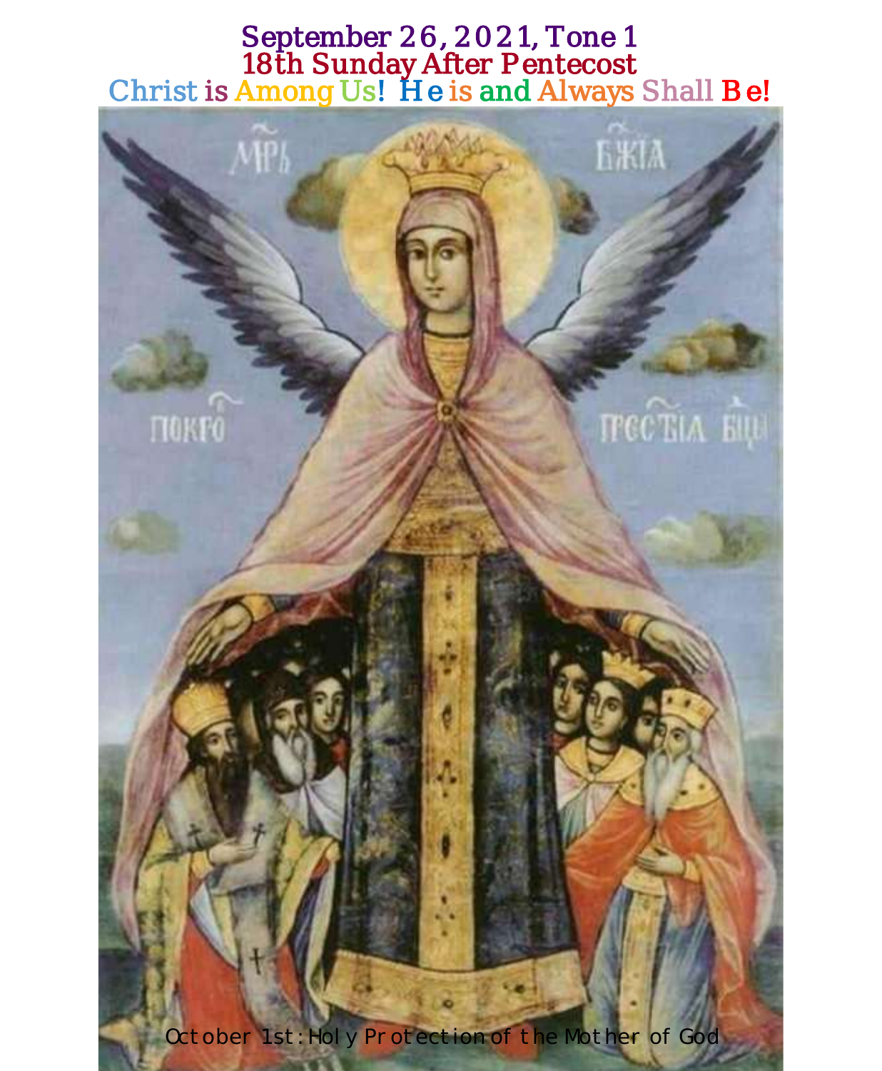# September 26, 2021, Tone 1

## 18th Sunday After Pentecost

**Christ is Among Us! He is and Always Shall Be!**

МРЪ БЖІА

ПОКРО ПРЕСТЫА БЦЫ

October 1st: Holy Protection of the Mother of God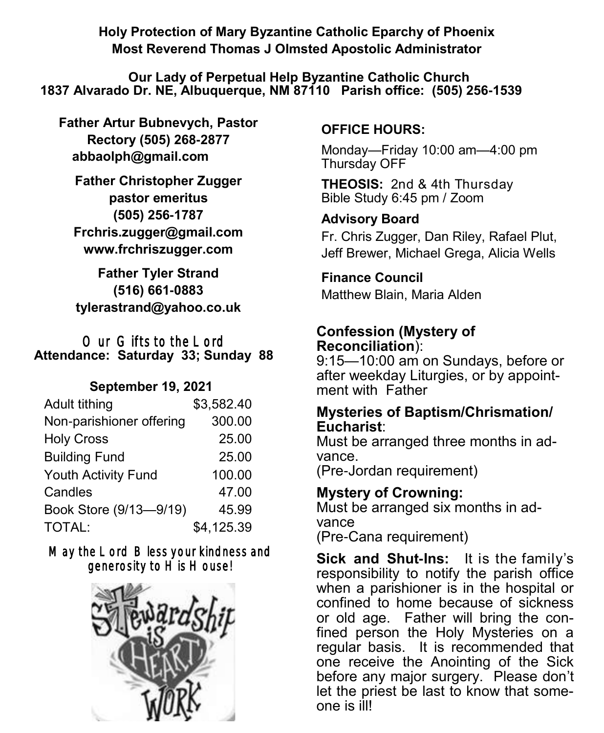**Holy Protection of Mary Byzantine Catholic Eparchy of Phoenix**
**Most Reverend Thomas J Olmsted Apostolic Administrator**

**Our Lady of Perpetual Help Byzantine Catholic Church**
**1837 Alvarado Dr. NE, Albuquerque, NM 87110 Parish office: (505) 256-1539**

**Father Artur Bubnevych, Pastor**
**Rectory (505) 268-2877**
**abbaolph@gmail.com**

**Father Christopher Zugger**
**pastor emeritus**
**(505) 256-1787**
**Frchris.zugger@gmail.com**
**www.frchriszugger.com**

**Father Tyler Strand**
**(516) 661-0883**
**tylerastrand@yahoo.co.uk**

Our Gifts to the Lord
**Attendance: Saturday 33; Sunday 88**

**September 19, 2021**

| | |
|---|---|
| Adult tithing | $3,582.40 |
| Non-parishioner offering | 300.00 |
| Holy Cross | 25.00 |
| Building Fund | 25.00 |
| Youth Activity Fund | 100.00 |
| Candles | 47.00 |
| Book Store (9/13—9/19) | 45.99 |
| TOTAL: | $4,125.39 |

May the Lord Bless your kindness and generosity to His House!

**OFFICE HOURS:**

Monday—Friday 10:00 am—4:00 pm
Thursday OFF

**THEOSIS:** 2nd & 4th Thursday
Bible Study 6:45 pm / Zoom

**Advisory Board**

Fr. Chris Zugger, Dan Riley, Rafael Plut, Jeff Brewer, Michael Grega, Alicia Wells

**Finance Council**

Matthew Blain, Maria Alden

**Confession (Mystery of Reconciliation)**:
9:15—10:00 am on Sundays, before or after weekday Liturgies, or by appointment with Father

**Mysteries of Baptism/Chrismation/ Eucharist**:
Must be arranged three months in advance.
(Pre-Jordan requirement)

**Mystery of Crowning:**
Must be arranged six months in advance
(Pre-Cana requirement)

**Sick and Shut-Ins:** It is the family's responsibility to notify the parish office when a parishioner is in the hospital or confined to home because of sickness or old age. Father will bring the confined person the Holy Mysteries on a regular basis. It is recommended that one receive the Anointing of the Sick before any major surgery. Please don't let the priest be last to know that someone is ill!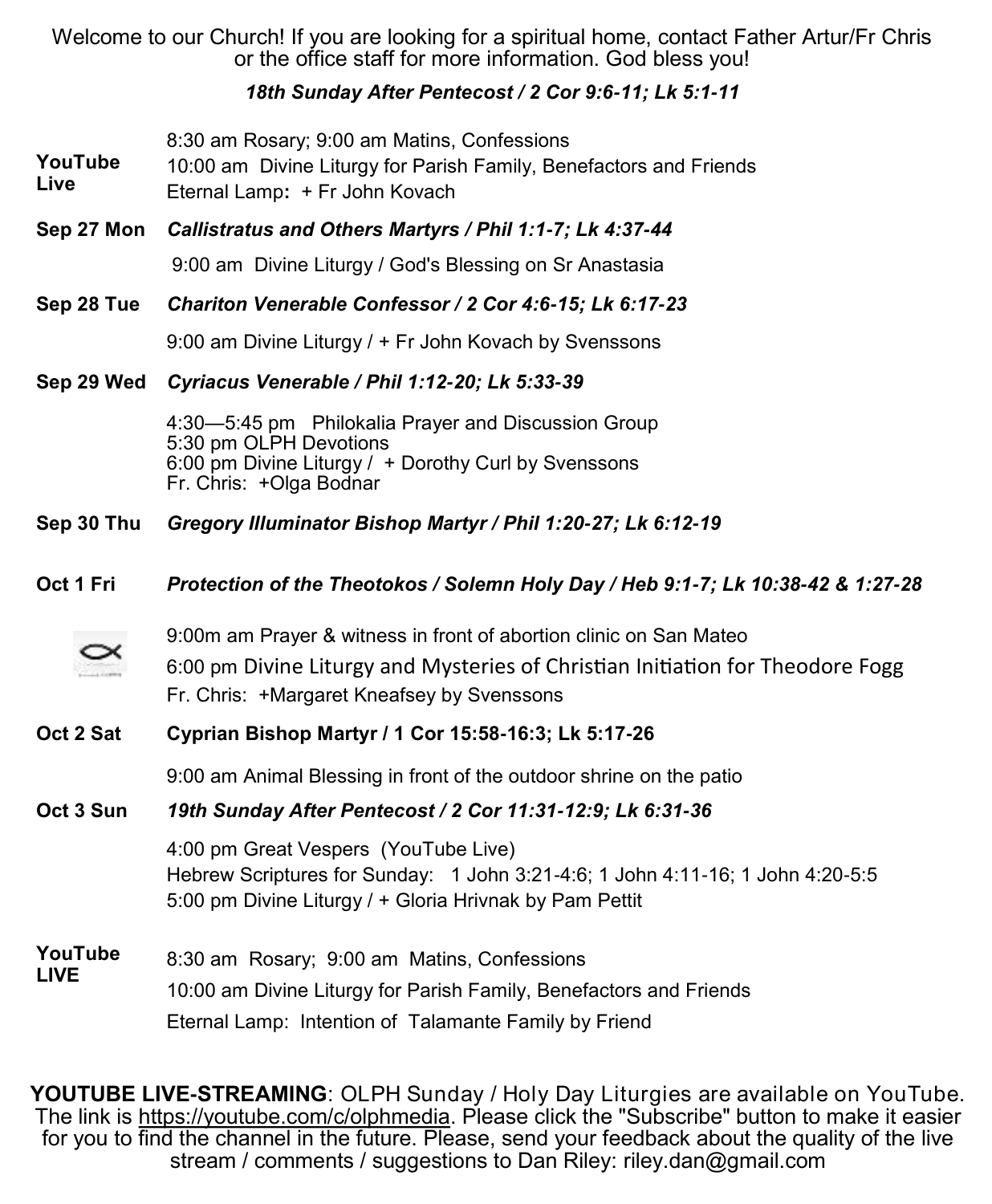Welcome to our Church! If you are looking for a spiritual home, contact Father Artur/Fr Chris or the office staff for more information. God bless you!

***18th Sunday After Pentecost / 2 Cor 9:6-11; Lk 5:1-11***

**YouTube Live**

8:30 am Rosary; 9:00 am Matins, Confessions
10:00 am Divine Liturgy for Parish Family, Benefactors and Friends
Eternal Lamp**:** + Fr John Kovach

**Sep 27 Mon** ***Callistratus and Others Martyrs / Phil 1:1-7; Lk 4:37-44***

9:00 am Divine Liturgy / God's Blessing on Sr Anastasia

**Sep 28 Tue** ***Chariton Venerable Confessor / 2 Cor 4:6-15; Lk 6:17-23***

9:00 am Divine Liturgy / + Fr John Kovach by Svenssons

**Sep 29 Wed** ***Cyriacus Venerable / Phil 1:12-20; Lk 5:33-39***

4:30—5:45 pm Philokalia Prayer and Discussion Group
5:30 pm OLPH Devotions
6:00 pm Divine Liturgy / + Dorothy Curl by Svenssons
Fr. Chris: +Olga Bodnar

**Sep 30 Thu** ***Gregory Illuminator Bishop Martyr / Phil 1:20-27; Lk 6:12-19***

**Oct 1 Fri** ***Protection of the Theotokos / Solemn Holy Day / Heb 9:1-7; Lk 10:38-42 & 1:27-28***

9:00m am Prayer & witness in front of abortion clinic on San Mateo
6:00 pm Divine Liturgy and Mysteries of Christian Initiation for Theodore Fogg
Fr. Chris: +Margaret Kneafsey by Svenssons

**Oct 2 Sat** **Cyprian Bishop Martyr / 1 Cor 15:58-16:3; Lk 5:17-26**

9:00 am Animal Blessing in front of the outdoor shrine on the patio

**Oct 3 Sun** ***19th Sunday After Pentecost / 2 Cor 11:31-12:9; Lk 6:31-36***

4:00 pm Great Vespers (YouTube Live)
Hebrew Scriptures for Sunday: 1 John 3:21-4:6; 1 John 4:11-16; 1 John 4:20-5:5
5:00 pm Divine Liturgy / + Gloria Hrivnak by Pam Pettit

**YouTube LIVE**

8:30 am Rosary; 9:00 am Matins, Confessions
10:00 am Divine Liturgy for Parish Family, Benefactors and Friends
Eternal Lamp: Intention of Talamante Family by Friend

**YOUTUBE LIVE-STREAMING**: OLPH Sunday / Holy Day Liturgies are available on YouTube. The link is https://youtube.com/c/olphmedia. Please click the "Subscribe" button to make it easier for you to find the channel in the future. Please, send your feedback about the quality of the live stream / comments / suggestions to Dan Riley: riley.dan@gmail.com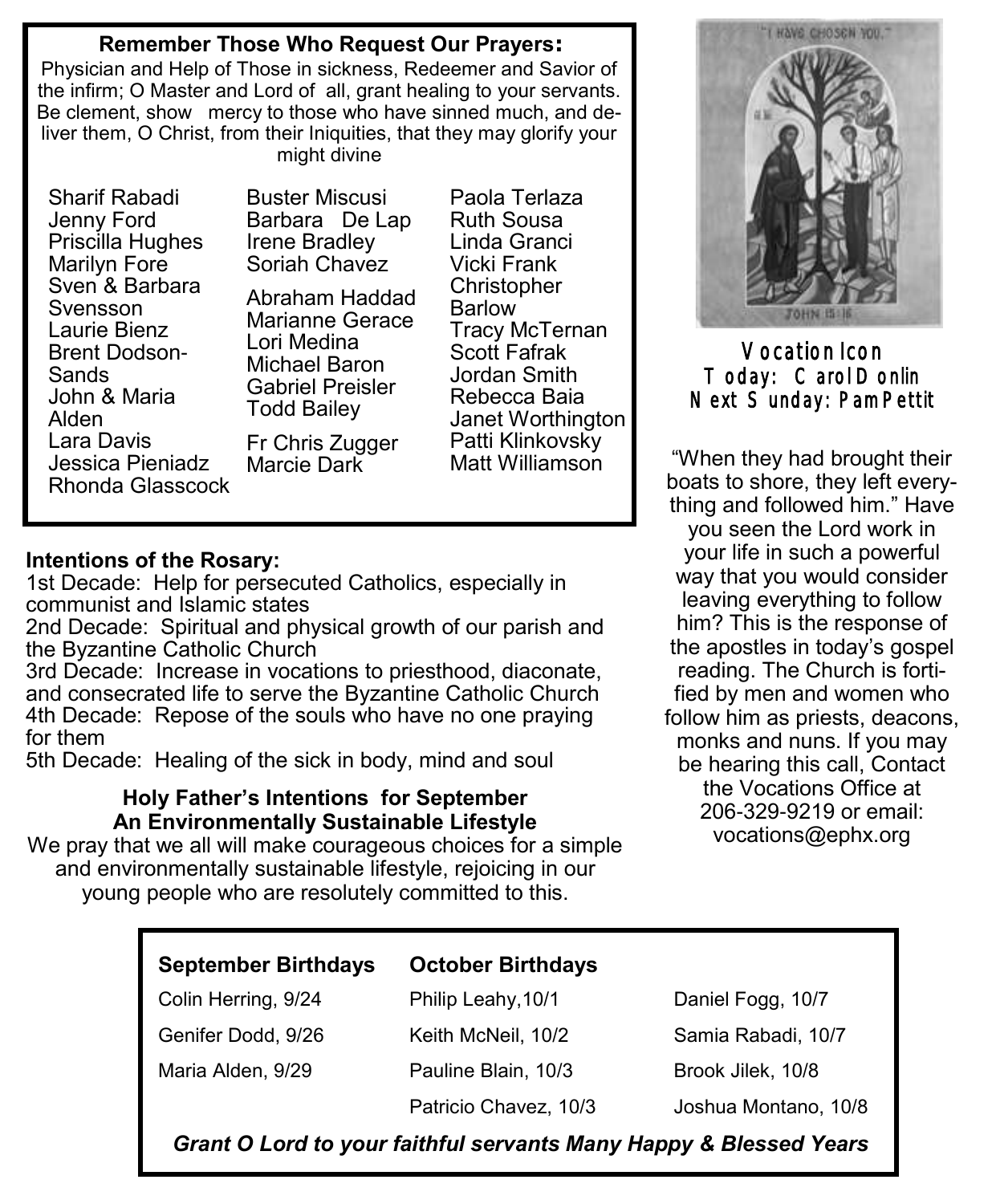## Remember Those Who Request Our Prayers:

Physician and Help of Those in sickness, Redeemer and Savior of the infirm; O Master and Lord of all, grant healing to your servants. Be clement, show mercy to those who have sinned much, and deliver them, O Christ, from their Iniquities, that they may glorify your might divine

Sharif Rabadi
Jenny Ford
Priscilla Hughes
Marilyn Fore
Sven & Barbara Svensson
Laurie Bienz
Brent Dodson-Sands
John & Maria Alden
Lara Davis
Jessica Pieniadz
Rhonda Glasscock

Buster Miscusi
Barbara De Lap
Irene Bradley
Soriah Chavez

Abraham Haddad
Marianne Gerace
Lori Medina
Michael Baron
Gabriel Preisler
Todd Bailey

Fr Chris Zugger
Marcie Dark

Paola Terlaza
Ruth Sousa
Linda Granci
Vicki Frank
Christopher Barlow
Tracy McTernan
Scott Fafrak
Jordan Smith
Rebecca Baia
Janet Worthington
Patti Klinkovsky
Matt Williamson

**Intentions of the Rosary:**

1st Decade: Help for persecuted Catholics, especially in communist and Islamic states
2nd Decade: Spiritual and physical growth of our parish and the Byzantine Catholic Church
3rd Decade: Increase in vocations to priesthood, diaconate, and consecrated life to serve the Byzantine Catholic Church
4th Decade: Repose of the souls who have no one praying for them
5th Decade: Healing of the sick in body, mind and soul

**Holy Father's Intentions for September**
**An Environmentally Sustainable Lifestyle**

We pray that we all will make courageous choices for a simple and environmentally sustainable lifestyle, rejoicing in our young people who are resolutely committed to this.

**Vocation Icon**
**Today: Carol Donlin**
**Next Sunday: Pam Pettit**

"When they had brought their boats to shore, they left everything and followed him." Have you seen the Lord work in your life in such a powerful way that you would consider leaving everything to follow him? This is the response of the apostles in today's gospel reading. The Church is fortified by men and women who follow him as priests, deacons, monks and nuns. If you may be hearing this call, Contact the Vocations Office at 206-329-9219 or email: vocations@ephx.org

| September Birthdays | October Birthdays | |
|---|---|---|
| Colin Herring, 9/24 | Philip Leahy,10/1 | Daniel Fogg, 10/7 |
| Genifer Dodd, 9/26 | Keith McNeil, 10/2 | Samia Rabadi, 10/7 |
| Maria Alden, 9/29 | Pauline Blain, 10/3 | Brook Jilek, 10/8 |
| | Patricio Chavez, 10/3 | Joshua Montano, 10/8 |

***Grant O Lord to your faithful servants Many Happy & Blessed Years***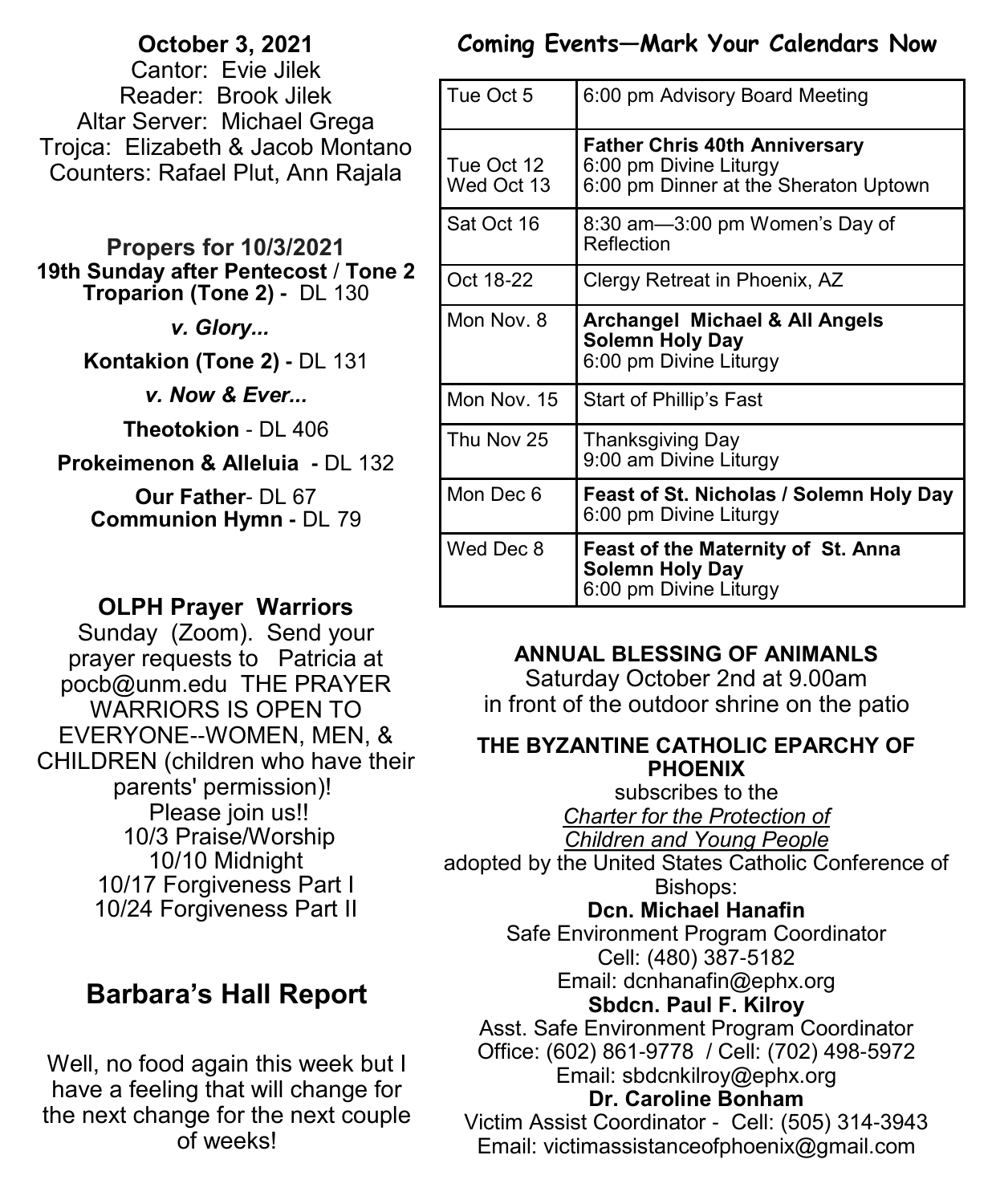**October 3, 2021**
Cantor: Evie Jilek
Reader: Brook Jilek
Altar Server: Michael Grega
Trojca: Elizabeth & Jacob Montano
Counters: Rafael Plut, Ann Rajala

**Propers for 10/3/2021**
**19th Sunday after Pentecost / Tone 2**
**Troparion (Tone 2) -** DL 130

***v. Glory...***

**Kontakion (Tone 2) -** DL 131

***v. Now & Ever...***

**Theotokion** - DL 406

**Prokeimenon & Alleluia -** DL 132

**Our Father**- DL 67
**Communion Hymn -** DL 79

**OLPH Prayer Warriors**

Sunday (Zoom). Send your prayer requests to Patricia at pocb@unm.edu THE PRAYER WARRIORS IS OPEN TO EVERYONE--WOMEN, MEN, & CHILDREN (children who have their parents' permission)!
Please join us!!
10/3 Praise/Worship
10/10 Midnight
10/17 Forgiveness Part I
10/24 Forgiveness Part II

## Barbara's Hall Report

Well, no food again this week but I have a feeling that will change for the next change for the next couple of weeks!

## Coming Events—Mark Your Calendars Now

| | |
|---|---|
| Tue Oct 5 | 6:00 pm Advisory Board Meeting |
| Tue Oct 12<br>Wed Oct 13 | **Father Chris 40th Anniversary**<br>6:00 pm Divine Liturgy<br>6:00 pm Dinner at the Sheraton Uptown |
| Sat Oct 16 | 8:30 am—3:00 pm Women's Day of Reflection |
| Oct 18-22 | Clergy Retreat in Phoenix, AZ |
| Mon Nov. 8 | **Archangel Michael & All Angels Solemn Holy Day**<br>6:00 pm Divine Liturgy |
| Mon Nov. 15 | Start of Phillip's Fast |
| Thu Nov 25 | Thanksgiving Day<br>9:00 am Divine Liturgy |
| Mon Dec 6 | **Feast of St. Nicholas / Solemn Holy Day**<br>6:00 pm Divine Liturgy |
| Wed Dec 8 | **Feast of the Maternity of St. Anna Solemn Holy Day**<br>6:00 pm Divine Liturgy |

**ANNUAL BLESSING OF ANIMANLS**
Saturday October 2nd at 9.00am
in front of the outdoor shrine on the patio

**THE BYZANTINE CATHOLIC EPARCHY OF PHOENIX**
subscribes to the
*Charter for the Protection of Children and Young People*
adopted by the United States Catholic Conference of Bishops:

**Dcn. Michael Hanafin**
Safe Environment Program Coordinator
Cell: (480) 387-5182
Email: dcnhanafin@ephx.org

**Sbdcn. Paul F. Kilroy**
Asst. Safe Environment Program Coordinator
Office: (602) 861-9778 / Cell: (702) 498-5972
Email: sbdcnkilroy@ephx.org

**Dr. Caroline Bonham**
Victim Assist Coordinator - Cell: (505) 314-3943
Email: victimassistanceofphoenix@gmail.com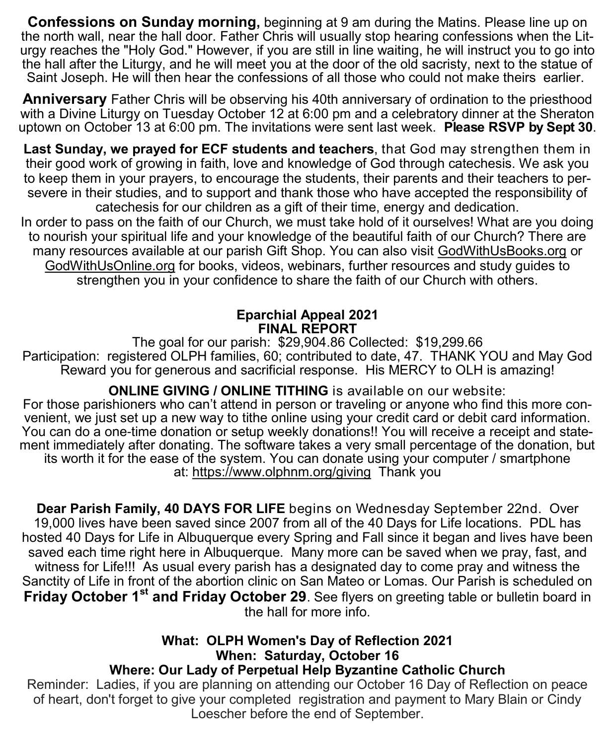**Confessions on Sunday morning,** beginning at 9 am during the Matins. Please line up on the north wall, near the hall door. Father Chris will usually stop hearing confessions when the Liturgy reaches the "Holy God." However, if you are still in line waiting, he will instruct you to go into the hall after the Liturgy, and he will meet you at the door of the old sacristy, next to the statue of Saint Joseph. He will then hear the confessions of all those who could not make theirs earlier.

**Anniversary** Father Chris will be observing his 40th anniversary of ordination to the priesthood with a Divine Liturgy on Tuesday October 12 at 6:00 pm and a celebratory dinner at the Sheraton uptown on October 13 at 6:00 pm. The invitations were sent last week. **Please RSVP by Sept 30**.

**Last Sunday, we prayed for ECF students and teachers**, that God may strengthen them in their good work of growing in faith, love and knowledge of God through catechesis. We ask you to keep them in your prayers, to encourage the students, their parents and their teachers to persevere in their studies, and to support and thank those who have accepted the responsibility of catechesis for our children as a gift of their time, energy and dedication.

In order to pass on the faith of our Church, we must take hold of it ourselves! What are you doing to nourish your spiritual life and your knowledge of the beautiful faith of our Church? There are many resources available at our parish Gift Shop. You can also visit GodWithUsBooks.org or GodWithUsOnline.org for books, videos, webinars, further resources and study guides to strengthen you in your confidence to share the faith of our Church with others.

**Eparchial Appeal 2021**
**FINAL REPORT**

The goal for our parish: $29,904.86 Collected: $19,299.66
Participation: registered OLPH families, 60; contributed to date, 47. THANK YOU and May God Reward you for generous and sacrificial response. His MERCY to OLH is amazing!

**ONLINE GIVING / ONLINE TITHING** is available on our website:
For those parishioners who can't attend in person or traveling or anyone who find this more convenient, we just set up a new way to tithe online using your credit card or debit card information. You can do a one-time donation or setup weekly donations!! You will receive a receipt and statement immediately after donating. The software takes a very small percentage of the donation, but its worth it for the ease of the system. You can donate using your computer / smartphone at: https://www.olphnm.org/giving Thank you

**Dear Parish Family, 40 DAYS FOR LIFE** begins on Wednesday September 22nd. Over 19,000 lives have been saved since 2007 from all of the 40 Days for Life locations. PDL has hosted 40 Days for Life in Albuquerque every Spring and Fall since it began and lives have been saved each time right here in Albuquerque. Many more can be saved when we pray, fast, and witness for Life!!! As usual every parish has a designated day to come pray and witness the Sanctity of Life in front of the abortion clinic on San Mateo or Lomas. Our Parish is scheduled on **Friday October 1st and Friday October 29**. See flyers on greeting table or bulletin board in the hall for more info.

**What: OLPH Women's Day of Reflection 2021**
**When: Saturday, October 16**
**Where: Our Lady of Perpetual Help Byzantine Catholic Church**

Reminder: Ladies, if you are planning on attending our October 16 Day of Reflection on peace of heart, don't forget to give your completed registration and payment to Mary Blain or Cindy Loescher before the end of September.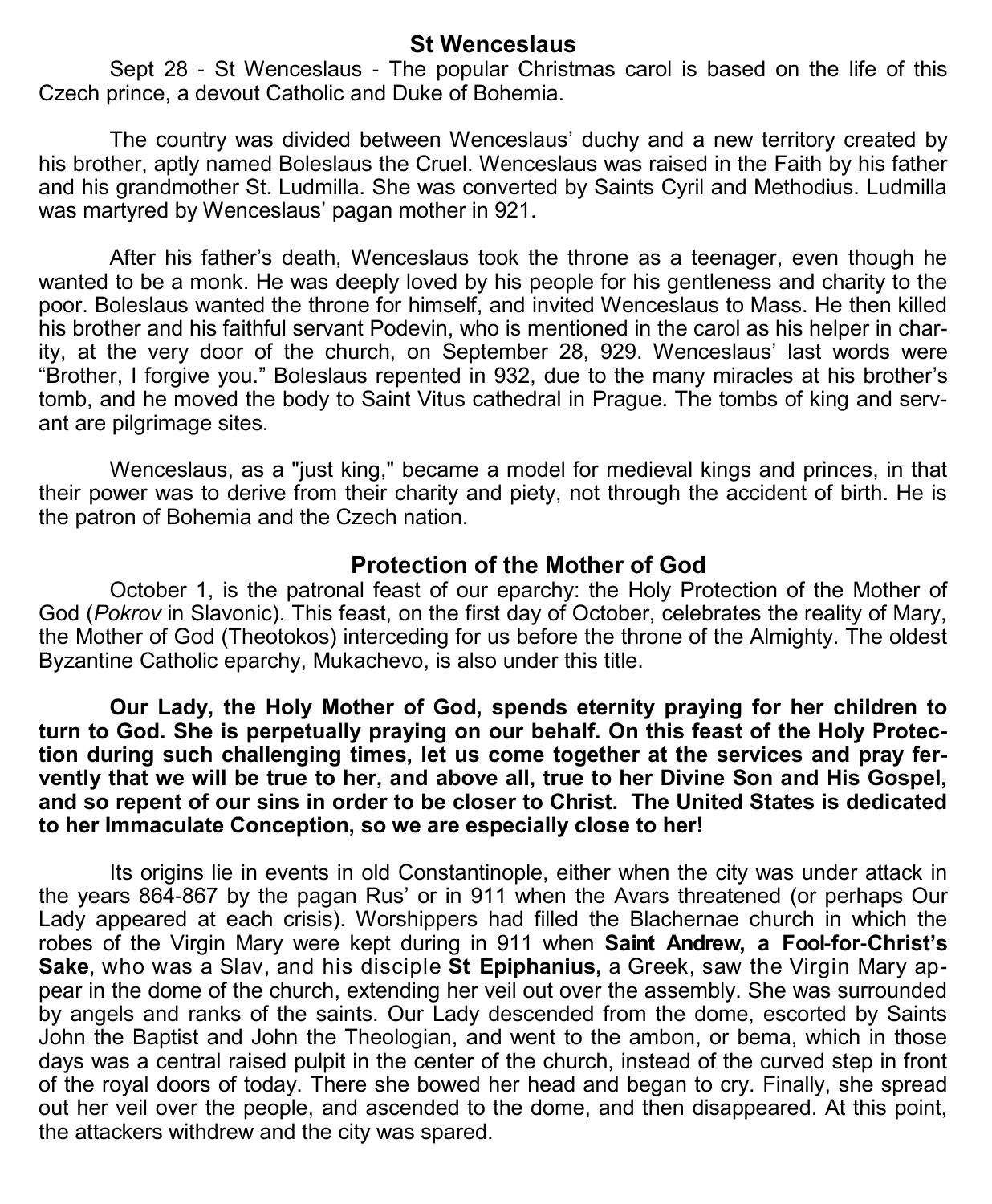## St Wenceslaus

Sept 28 - St Wenceslaus - The popular Christmas carol is based on the life of this Czech prince, a devout Catholic and Duke of Bohemia.

The country was divided between Wenceslaus' duchy and a new territory created by his brother, aptly named Boleslaus the Cruel. Wenceslaus was raised in the Faith by his father and his grandmother St. Ludmilla. She was converted by Saints Cyril and Methodius. Ludmilla was martyred by Wenceslaus' pagan mother in 921.

After his father's death, Wenceslaus took the throne as a teenager, even though he wanted to be a monk. He was deeply loved by his people for his gentleness and charity to the poor. Boleslaus wanted the throne for himself, and invited Wenceslaus to Mass. He then killed his brother and his faithful servant Podevin, who is mentioned in the carol as his helper in charity, at the very door of the church, on September 28, 929. Wenceslaus' last words were "Brother, I forgive you." Boleslaus repented in 932, due to the many miracles at his brother's tomb, and he moved the body to Saint Vitus cathedral in Prague. The tombs of king and servant are pilgrimage sites.

Wenceslaus, as a "just king," became a model for medieval kings and princes, in that their power was to derive from their charity and piety, not through the accident of birth. He is the patron of Bohemia and the Czech nation.

## Protection of the Mother of God

October 1, is the patronal feast of our eparchy: the Holy Protection of the Mother of God (*Pokrov* in Slavonic). This feast, on the first day of October, celebrates the reality of Mary, the Mother of God (Theotokos) interceding for us before the throne of the Almighty. The oldest Byzantine Catholic eparchy, Mukachevo, is also under this title.

**Our Lady, the Holy Mother of God, spends eternity praying for her children to turn to God. She is perpetually praying on our behalf. On this feast of the Holy Protection during such challenging times, let us come together at the services and pray fervently that we will be true to her, and above all, true to her Divine Son and His Gospel, and so repent of our sins in order to be closer to Christ. The United States is dedicated to her Immaculate Conception, so we are especially close to her!**

Its origins lie in events in old Constantinople, either when the city was under attack in the years 864-867 by the pagan Rus' or in 911 when the Avars threatened (or perhaps Our Lady appeared at each crisis). Worshippers had filled the Blachernae church in which the robes of the Virgin Mary were kept during in 911 when **Saint Andrew, a Fool-for-Christ's Sake**, who was a Slav, and his disciple **St Epiphanius,** a Greek, saw the Virgin Mary appear in the dome of the church, extending her veil out over the assembly. She was surrounded by angels and ranks of the saints. Our Lady descended from the dome, escorted by Saints John the Baptist and John the Theologian, and went to the ambon, or bema, which in those days was a central raised pulpit in the center of the church, instead of the curved step in front of the royal doors of today. There she bowed her head and began to cry. Finally, she spread out her veil over the people, and ascended to the dome, and then disappeared. At this point, the attackers withdrew and the city was spared.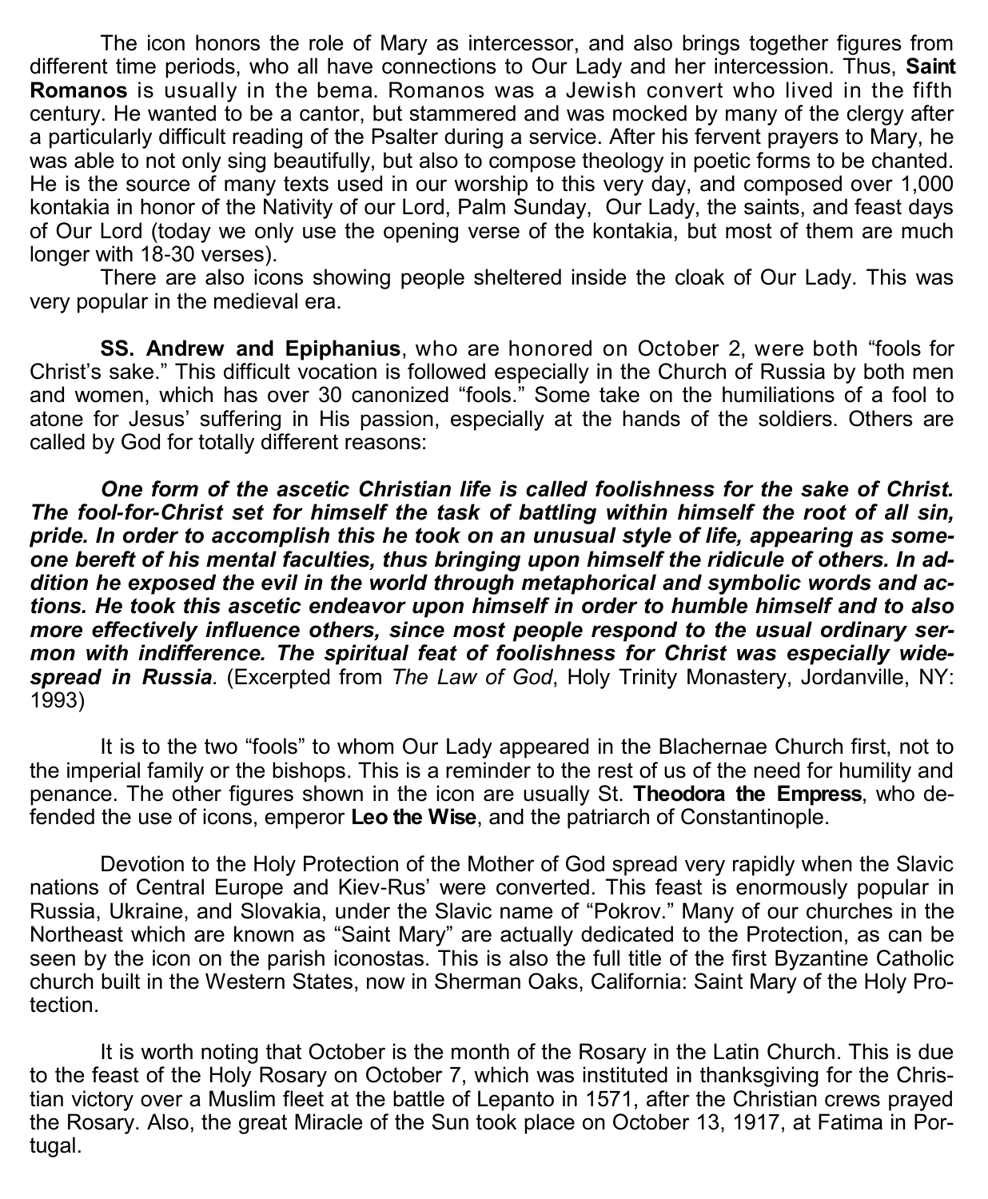The icon honors the role of Mary as intercessor, and also brings together figures from different time periods, who all have connections to Our Lady and her intercession. Thus, **Saint Romanos** is usually in the bema. Romanos was a Jewish convert who lived in the fifth century. He wanted to be a cantor, but stammered and was mocked by many of the clergy after a particularly difficult reading of the Psalter during a service. After his fervent prayers to Mary, he was able to not only sing beautifully, but also to compose theology in poetic forms to be chanted. He is the source of many texts used in our worship to this very day, and composed over 1,000 kontakia in honor of the Nativity of our Lord, Palm Sunday, Our Lady, the saints, and feast days of Our Lord (today we only use the opening verse of the kontakia, but most of them are much longer with 18-30 verses).

There are also icons showing people sheltered inside the cloak of Our Lady. This was very popular in the medieval era.

**SS. Andrew and Epiphanius**, who are honored on October 2, were both "fools for Christ's sake." This difficult vocation is followed especially in the Church of Russia by both men and women, which has over 30 canonized "fools." Some take on the humiliations of a fool to atone for Jesus' suffering in His passion, especially at the hands of the soldiers. Others are called by God for totally different reasons:

***One form of the ascetic Christian life is called foolishness for the sake of Christ. The fool-for-Christ set for himself the task of battling within himself the root of all sin, pride. In order to accomplish this he took on an unusual style of life, appearing as someone bereft of his mental faculties, thus bringing upon himself the ridicule of others. In addition he exposed the evil in the world through metaphorical and symbolic words and actions. He took this ascetic endeavor upon himself in order to humble himself and to also more effectively influence others, since most people respond to the usual ordinary sermon with indifference. The spiritual feat of foolishness for Christ was especially widespread in Russia.*** (Excerpted from *The Law of God*, Holy Trinity Monastery, Jordanville, NY: 1993)

It is to the two "fools" to whom Our Lady appeared in the Blachernae Church first, not to the imperial family or the bishops. This is a reminder to the rest of us of the need for humility and penance. The other figures shown in the icon are usually St. **Theodora the Empress**, who defended the use of icons, emperor **Leo the Wise**, and the patriarch of Constantinople.

Devotion to the Holy Protection of the Mother of God spread very rapidly when the Slavic nations of Central Europe and Kiev-Rus' were converted. This feast is enormously popular in Russia, Ukraine, and Slovakia, under the Slavic name of "Pokrov." Many of our churches in the Northeast which are known as "Saint Mary" are actually dedicated to the Protection, as can be seen by the icon on the parish iconostas. This is also the full title of the first Byzantine Catholic church built in the Western States, now in Sherman Oaks, California: Saint Mary of the Holy Protection.

It is worth noting that October is the month of the Rosary in the Latin Church. This is due to the feast of the Holy Rosary on October 7, which was instituted in thanksgiving for the Christian victory over a Muslim fleet at the battle of Lepanto in 1571, after the Christian crews prayed the Rosary. Also, the great Miracle of the Sun took place on October 13, 1917, at Fatima in Portugal.